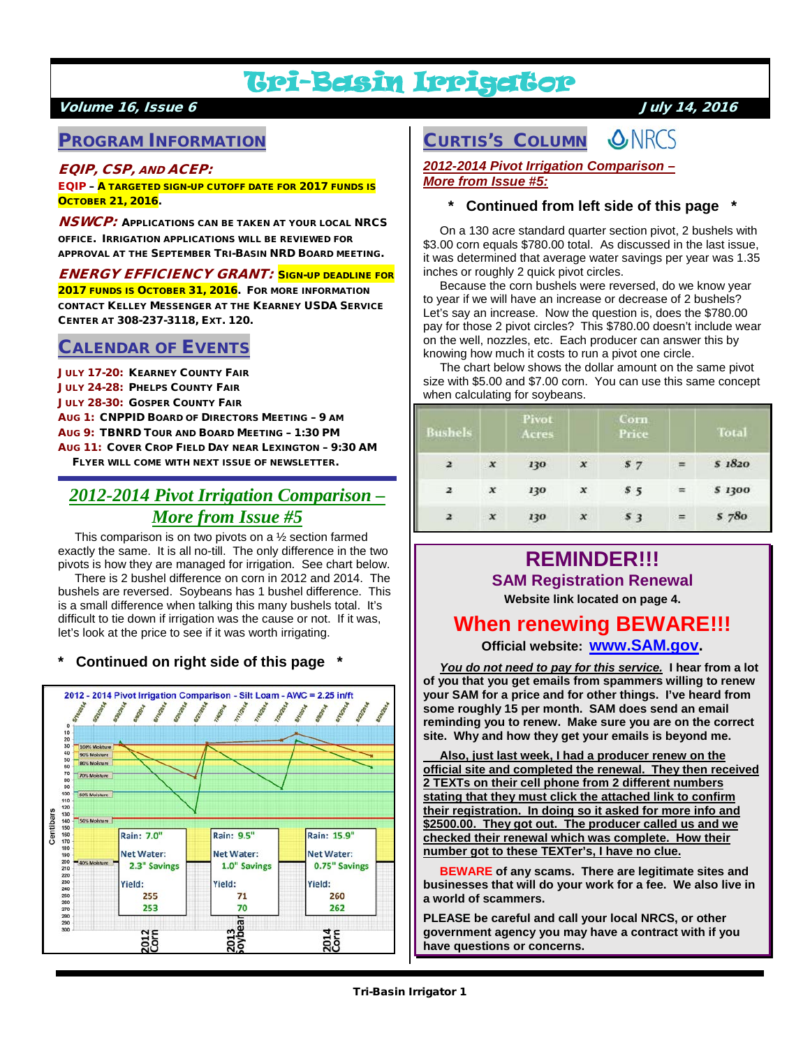# Tri-Basin Irrigator

**Volume 16, Issue 6** **July 14, 2016**

## Program Information

### EQIP, CSP, and ACEP:

**EQIP – A targeted sign-up cutoff date for 2017 funds is October 21, 2016.**

***NSWCP:*** **Applications can be taken at your local NRCS office. Irrigation applications will be reviewed for approval at the September Tri-Basin NRD Board meeting.**

***ENERGY EFFICIENCY GRANT:*** **Sign-up deadline for 2017 funds is October 31, 2016. For more information contact Kelley Messenger at the Kearney USDA Service Center at 308-237-3118, Ext. 120.**

## Calendar of Events

**July 17-20:** Kearney County Fair
**July 24-28:** Phelps County Fair
**July 28-30:** Gosper County Fair
**Aug 1:** CNPPID Board of Directors Meeting – 9 AM
**Aug 9:** TBNRD Tour and Board Meeting – 1:30 PM
**Aug 11:** Cover Crop Field Day near Lexington – 9:30 AM
Flyer will come with next issue of newsletter.

## *2012-2014 Pivot Irrigation Comparison – More from Issue #5*

This comparison is on two pivots on a ½ section farmed exactly the same. It is all no-till. The only difference in the two pivots is how they are managed for irrigation. See chart below.

There is 2 bushel difference on corn in 2012 and 2014. The bushels are reversed. Soybeans has 1 bushel difference. This is a small difference when talking this many bushels total. It's difficult to tie down if irrigation was the cause or not. If it was, let's look at the price to see if it was worth irrigating.

**\* Continued on right side of this page \***

2012 - 2014 Pivot Irrigation Comparison - Silt Loam - AWC = 2.25 in/ft

| | 2012 Corn | 2013 Soybean | 2014 Corn |
|---|---|---|---|
| Rain | 7.0" | 9.5" | 15.9" |
| Net Water | 2.3" Savings | 1.0" Savings | 0.75" Savings |
| Yield | 255 / 253 | 71 / 70 | 260 / 262 |

## Curtis's Column

NRCS

### *2012-2014 Pivot Irrigation Comparison – More from Issue #5:*

**\* Continued from left side of this page \***

On a 130 acre standard quarter section pivot, 2 bushels with $3.00 corn equals $780.00 total. As discussed in the last issue, it was determined that average water savings per year was 1.35 inches or roughly 2 quick pivot circles.

Because the corn bushels were reversed, do we know year to year if we will have an increase or decrease of 2 bushels? Let's say an increase. Now the question is, does the $780.00 pay for those 2 pivot circles? This $780.00 doesn't include wear on the well, nozzles, etc. Each producer can answer this by knowing how much it costs to run a pivot one circle.

The chart below shows the dollar amount on the same pivot size with $5.00 and $7.00 corn. You can use this same concept when calculating for soybeans.

| Bushels | | Pivot Acres | | Corn Price | | Total |
|---|---|---|---|---|---|---|
| 2 | x | 130 | x | $ 7 | = | $ 1820 |
| 2 | x | 130 | x | $ 5 | = | $ 1300 |
| 2 | x | 130 | x | $ 3 | = | $ 780 |

## REMINDER!!!

### SAM Registration Renewal

**Website link located on page 4.**

## When renewing BEWARE!!!

**Official website: www.SAM.gov.**

***You do not need to pay for this service.*** **I hear from a lot of you that you get emails from spammers willing to renew your SAM for a price and for other things. I've heard from some roughly 15 per month. SAM does send an email reminding you to renew. Make sure you are on the correct site. Why and how they get your emails is beyond me.**

**Also, just last week, I had a producer renew on the official site and completed the renewal. They then received 2 TEXTs on their cell phone from 2 different numbers stating that they must click the attached link to confirm their registration. In doing so it asked for more info and $2500.00. They got out. The producer called us and we checked their renewal which was complete. How their number got to these TEXTer's, I have no clue.**

**BEWARE of any scams. There are legitimate sites and businesses that will do your work for a fee. We also live in a world of scammers.**

**PLEASE be careful and call your local NRCS, or other government agency you may have a contract with if you have questions or concerns.**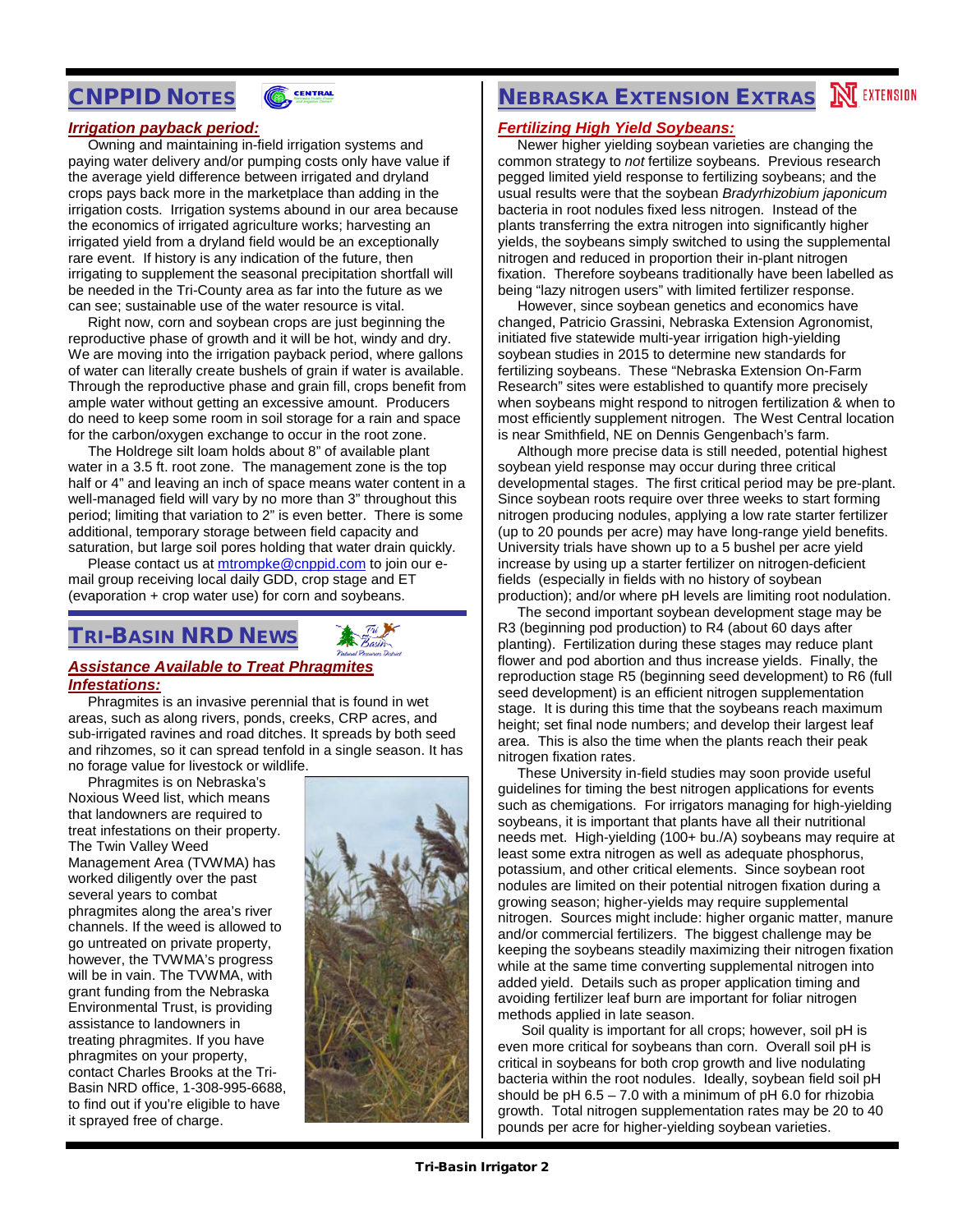## CNPPID Notes

### *Irrigation payback period:*

Owning and maintaining in-field irrigation systems and paying water delivery and/or pumping costs only have value if the average yield difference between irrigated and dryland crops pays back more in the marketplace than adding in the irrigation costs. Irrigation systems abound in our area because the economics of irrigated agriculture works; harvesting an irrigated yield from a dryland field would be an exceptionally rare event. If history is any indication of the future, then irrigating to supplement the seasonal precipitation shortfall will be needed in the Tri-County area as far into the future as we can see; sustainable use of the water resource is vital.

Right now, corn and soybean crops are just beginning the reproductive phase of growth and it will be hot, windy and dry. We are moving into the irrigation payback period, where gallons of water can literally create bushels of grain if water is available. Through the reproductive phase and grain fill, crops benefit from ample water without getting an excessive amount. Producers do need to keep some room in soil storage for a rain and space for the carbon/oxygen exchange to occur in the root zone.

The Holdrege silt loam holds about 8" of available plant water in a 3.5 ft. root zone. The management zone is the top half or 4" and leaving an inch of space means water content in a well-managed field will vary by no more than 3" throughout this period; limiting that variation to 2" is even better. There is some additional, temporary storage between field capacity and saturation, but large soil pores holding that water drain quickly.

Please contact us at mtrompke@cnppid.com to join our e-mail group receiving local daily GDD, crop stage and ET (evaporation + crop water use) for corn and soybeans.

## Tri-Basin NRD News

### *Assistance Available to Treat Phragmites Infestations:*

Phragmites is an invasive perennial that is found in wet areas, such as along rivers, ponds, creeks, CRP acres, and sub-irrigated ravines and road ditches. It spreads by both seed and rihzomes, so it can spread tenfold in a single season. It has no forage value for livestock or wildlife.

Phragmites is on Nebraska's Noxious Weed list, which means that landowners are required to treat infestations on their property. The Twin Valley Weed Management Area (TVWMA) has worked diligently over the past several years to combat phragmites along the area's river channels. If the weed is allowed to go untreated on private property, however, the TVWMA's progress will be in vain. The TVWMA, with grant funding from the Nebraska Environmental Trust, is providing assistance to landowners in treating phragmites. If you have phragmites on your property, contact Charles Brooks at the Tri-Basin NRD office, 1-308-995-6688, to find out if you're eligible to have it sprayed free of charge.

## Nebraska Extension Extras

### *Fertilizing High Yield Soybeans:*

Newer higher yielding soybean varieties are changing the common strategy to *not* fertilize soybeans. Previous research pegged limited yield response to fertilizing soybeans; and the usual results were that the soybean *Bradyrhizobium japonicum* bacteria in root nodules fixed less nitrogen. Instead of the plants transferring the extra nitrogen into significantly higher yields, the soybeans simply switched to using the supplemental nitrogen and reduced in proportion their in-plant nitrogen fixation. Therefore soybeans traditionally have been labelled as being "lazy nitrogen users" with limited fertilizer response.

However, since soybean genetics and economics have changed, Patricio Grassini, Nebraska Extension Agronomist, initiated five statewide multi-year irrigation high-yielding soybean studies in 2015 to determine new standards for fertilizing soybeans. These "Nebraska Extension On-Farm Research" sites were established to quantify more precisely when soybeans might respond to nitrogen fertilization & when to most efficiently supplement nitrogen. The West Central location is near Smithfield, NE on Dennis Gengenbach's farm.

Although more precise data is still needed, potential highest soybean yield response may occur during three critical developmental stages. The first critical period may be pre-plant. Since soybean roots require over three weeks to start forming nitrogen producing nodules, applying a low rate starter fertilizer (up to 20 pounds per acre) may have long-range yield benefits. University trials have shown up to a 5 bushel per acre yield increase by using up a starter fertilizer on nitrogen-deficient fields (especially in fields with no history of soybean production); and/or where pH levels are limiting root nodulation.

The second important soybean development stage may be R3 (beginning pod production) to R4 (about 60 days after planting). Fertilization during these stages may reduce plant flower and pod abortion and thus increase yields. Finally, the reproduction stage R5 (beginning seed development) to R6 (full seed development) is an efficient nitrogen supplementation stage. It is during this time that the soybeans reach maximum height; set final node numbers; and develop their largest leaf area. This is also the time when the plants reach their peak nitrogen fixation rates.

These University in-field studies may soon provide useful guidelines for timing the best nitrogen applications for events such as chemigations. For irrigators managing for high-yielding soybeans, it is important that plants have all their nutritional needs met. High-yielding (100+ bu./A) soybeans may require at least some extra nitrogen as well as adequate phosphorus, potassium, and other critical elements. Since soybean root nodules are limited on their potential nitrogen fixation during a growing season; higher-yields may require supplemental nitrogen. Sources might include: higher organic matter, manure and/or commercial fertilizers. The biggest challenge may be keeping the soybeans steadily maximizing their nitrogen fixation while at the same time converting supplemental nitrogen into added yield. Details such as proper application timing and avoiding fertilizer leaf burn are important for foliar nitrogen methods applied in late season.

Soil quality is important for all crops; however, soil pH is even more critical for soybeans than corn. Overall soil pH is critical in soybeans for both crop growth and live nodulating bacteria within the root nodules. Ideally, soybean field soil pH should be pH 6.5 – 7.0 with a minimum of pH 6.0 for rhizobia growth. Total nitrogen supplementation rates may be 20 to 40 pounds per acre for higher-yielding soybean varieties.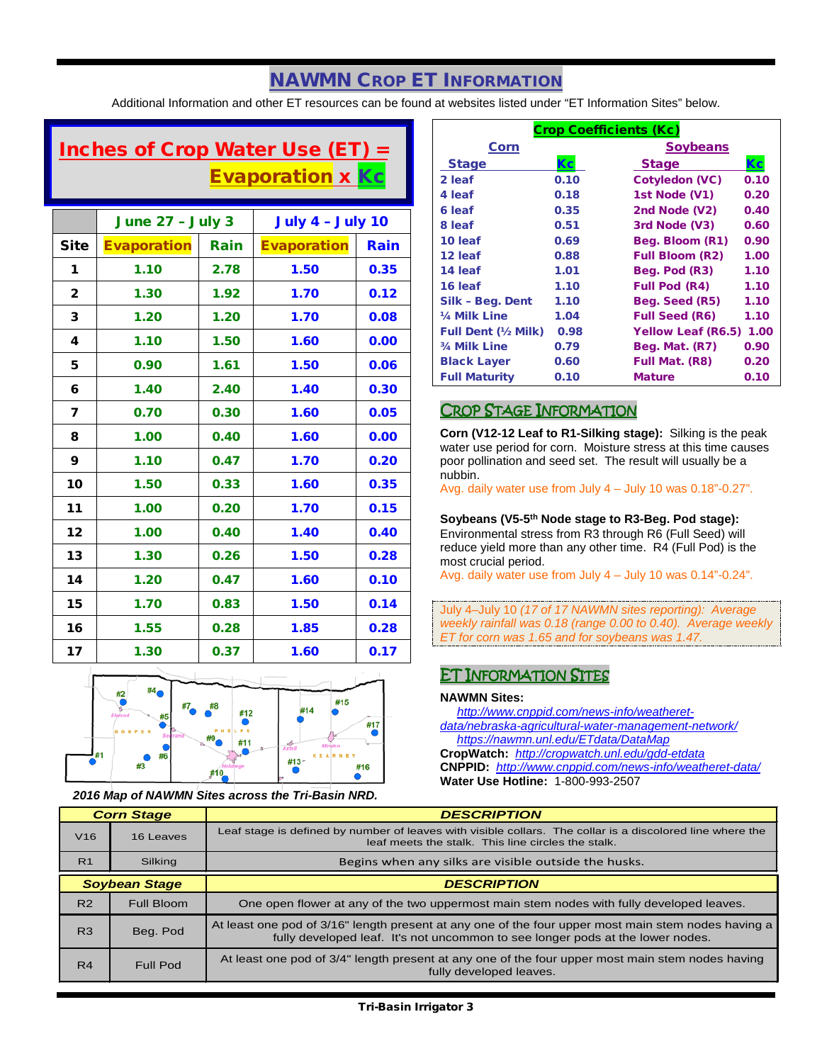# NAWMN Crop ET Information

Additional Information and other ET resources can be found at websites listed under "ET Information Sites" below.

**Inches of Crop Water Use (ET) = Evaporation x Kc**

| | June 27 – July 3 | | July 4 – July 10 | |
|---|---|---|---|---|
| **Site** | **Evaporation** | **Rain** | **Evaporation** | **Rain** |
| 1 | 1.10 | 2.78 | 1.50 | 0.35 |
| 2 | 1.30 | 1.92 | 1.70 | 0.12 |
| 3 | 1.20 | 1.20 | 1.70 | 0.08 |
| 4 | 1.10 | 1.50 | 1.60 | 0.00 |
| 5 | 0.90 | 1.61 | 1.50 | 0.06 |
| 6 | 1.40 | 2.40 | 1.40 | 0.30 |
| 7 | 0.70 | 0.30 | 1.60 | 0.05 |
| 8 | 1.00 | 0.40 | 1.60 | 0.00 |
| 9 | 1.10 | 0.47 | 1.70 | 0.20 |
| 10 | 1.50 | 0.33 | 1.60 | 0.35 |
| 11 | 1.00 | 0.20 | 1.70 | 0.15 |
| 12 | 1.00 | 0.40 | 1.40 | 0.40 |
| 13 | 1.30 | 0.26 | 1.50 | 0.28 |
| 14 | 1.20 | 0.47 | 1.60 | 0.10 |
| 15 | 1.70 | 0.83 | 1.50 | 0.14 |
| 16 | 1.55 | 0.28 | 1.85 | 0.28 |
| 17 | 1.30 | 0.37 | 1.60 | 0.17 |

*2016 Map of NAWMN Sites across the Tri-Basin NRD.*

**Crop Coefficients (Kc)**

| Corn Stage | Kc | Soybeans Stage | Kc |
|---|---|---|---|
| 2 leaf | 0.10 | Cotyledon (VC) | 0.10 |
| 4 leaf | 0.18 | 1st Node (V1) | 0.20 |
| 6 leaf | 0.35 | 2nd Node (V2) | 0.40 |
| 8 leaf | 0.51 | 3rd Node (V3) | 0.60 |
| 10 leaf | 0.69 | Beg. Bloom (R1) | 0.90 |
| 12 leaf | 0.88 | Full Bloom (R2) | 1.00 |
| 14 leaf | 1.01 | Beg. Pod (R3) | 1.10 |
| 16 leaf | 1.10 | Full Pod (R4) | 1.10 |
| Silk – Beg. Dent | 1.10 | Beg. Seed (R5) | 1.10 |
| ¼ Milk Line | 1.04 | Full Seed (R6) | 1.10 |
| Full Dent (½ Milk) | 0.98 | Yellow Leaf (R6.5) | 1.00 |
| ¾ Milk Line | 0.79 | Beg. Mat. (R7) | 0.90 |
| Black Layer | 0.60 | Full Mat. (R8) | 0.20 |
| Full Maturity | 0.10 | Mature | 0.10 |

## Crop Stage Information

**Corn (V12-12 Leaf to R1-Silking stage):** Silking is the peak water use period for corn. Moisture stress at this time causes poor pollination and seed set. The result will usually be a nubbin.

Avg. daily water use from July 4 – July 10 was 0.18"-0.27".

**Soybeans (V5-5th Node stage to R3-Beg. Pod stage):** Environmental stress from R3 through R6 (Full Seed) will reduce yield more than any other time. R4 (Full Pod) is the most crucial period.

Avg. daily water use from July 4 – July 10 was 0.14"-0.24".

July 4–July 10 *(17 of 17 NAWMN sites reporting): Average weekly rainfall was 0.18 (range 0.00 to 0.40). Average weekly ET for corn was 1.65 and for soybeans was 1.47.*

## ET Information Sites

**NAWMN Sites:**
http://www.cnppid.com/news-info/weatheret-data/nebraska-agricultural-water-management-network/
https://nawmn.unl.edu/ETdata/DataMap

**CropWatch:** http://cropwatch.unl.edu/gdd-etdata

**CNPPID:** http://www.cnppid.com/news-info/weather-data/

**Water Use Hotline:** 1-800-993-2507

| Corn Stage | | DESCRIPTION |
|---|---|---|
| V16 | 16 Leaves | Leaf stage is defined by number of leaves with visible collars. The collar is a discolored line where the leaf meets the stalk. This line circles the stalk. |
| R1 | Silking | Begins when any silks are visible outside the husks. |

| Soybean Stage | | DESCRIPTION |
|---|---|---|
| R2 | Full Bloom | One open flower at any of the two uppermost main stem nodes with fully developed leaves. |
| R3 | Beg. Pod | At least one pod of 3/16" length present at any one of the four upper most main stem nodes having a fully developed leaf. It's not uncommon to see longer pods at the lower nodes. |
| R4 | Full Pod | At least one pod of 3/4" length present at any one of the four upper most main stem nodes having fully developed leaves. |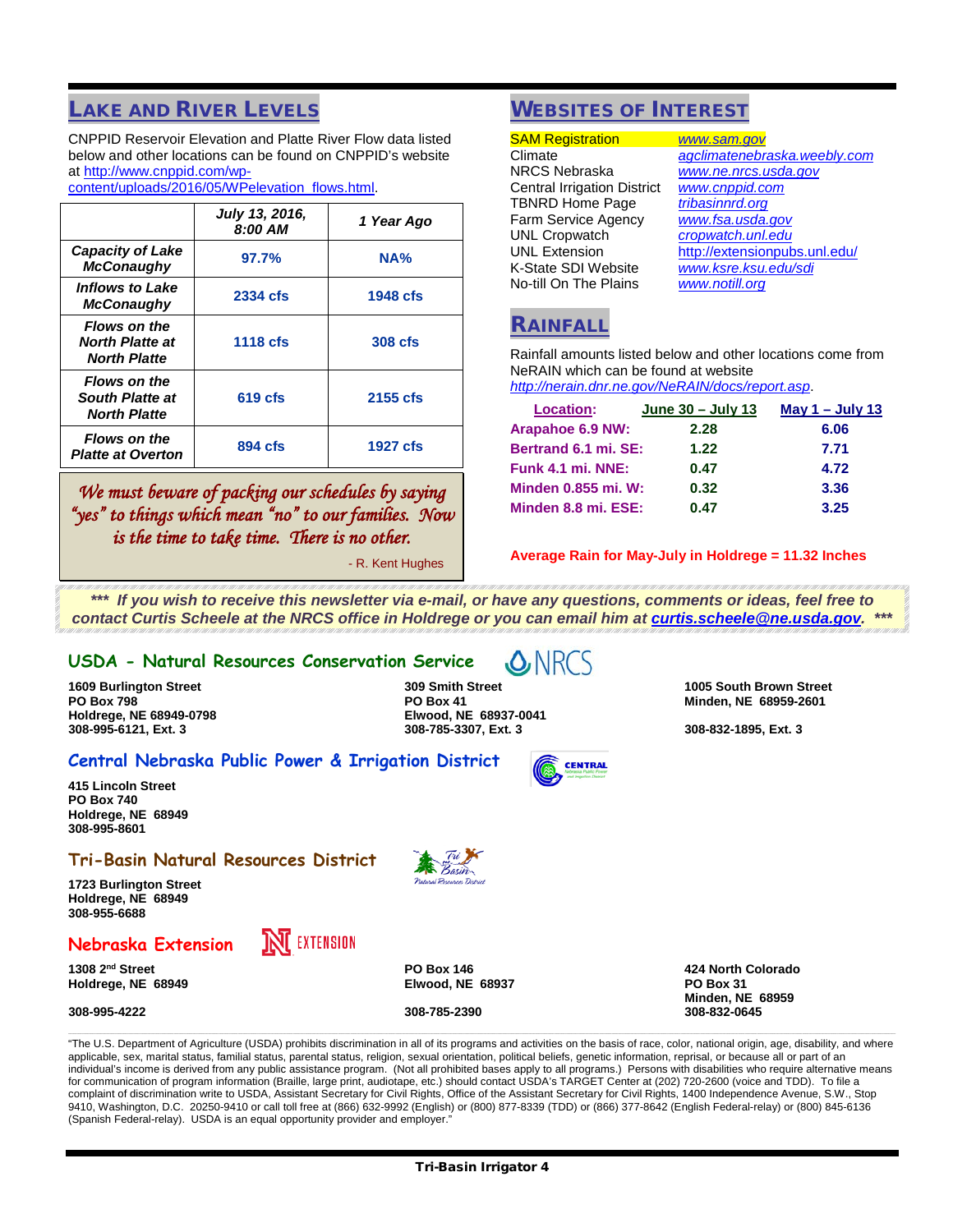## Lake and River Levels

CNPPID Reservoir Elevation and Platte River Flow data listed below and other locations can be found on CNPPID's website at http://www.cnppid.com/wp-content/uploads/2016/05/WPelevation_flows.html.

| | July 13, 2016, 8:00 AM | 1 Year Ago |
|---|---|---|
| **Capacity of Lake McConaughy** | 97.7% | NA% |
| **Inflows to Lake McConaughy** | 2334 cfs | 1948 cfs |
| **Flows on the North Platte at North Platte** | 1118 cfs | 308 cfs |
| **Flows on the South Platte at North Platte** | 619 cfs | 2155 cfs |
| **Flows on the Platte at Overton** | 894 cfs | 1927 cfs |

*We must beware of packing our schedules by saying "yes" to things which mean "no" to our families. Now is the time to take time. There is no other.*

- R. Kent Hughes

## Websites of Interest

| | |
|---|---|
| SAM Registration | www.sam.gov |
| Climate | agclimatenebraska.weebly.com |
| NRCS Nebraska | www.ne.nrcs.usda.gov |
| Central Irrigation District | www.cnppid.com |
| TBNRD Home Page | tribasinnrd.org |
| Farm Service Agency | www.fsa.usda.gov |
| UNL Cropwatch | cropwatch.unl.edu |
| UNL Extension | http://extensionpubs.unl.edu/ |
| K-State SDI Website | www.ksre.ksu.edu/sdi |
| No-till On The Plains | www.notill.org |

## Rainfall

Rainfall amounts listed below and other locations come from NeRAIN which can be found at website *http://nerain.dnr.ne.gov/NeRAIN/docs/report.asp*.

| Location: | June 30 – July 13 | May 1 – July 13 |
|---|---|---|
| Arapahoe 6.9 NW: | 2.28 | 6.06 |
| Bertrand 6.1 mi. SE: | 1.22 | 7.71 |
| Funk 4.1 mi. NNE: | 0.47 | 4.72 |
| Minden 0.855 mi. W: | 0.32 | 3.36 |
| Minden 8.8 mi. ESE: | 0.47 | 3.25 |

**Average Rain for May-July in Holdrege = 11.32 Inches**

***\*\*\* If you wish to receive this newsletter via e-mail, or have any questions, comments or ideas, feel free to contact Curtis Scheele at the NRCS office in Holdrege or you can email him at curtis.scheele@ne.usda.gov. \*\*\****

## USDA - Natural Resources Conservation Service

**1609 Burlington Street**
**PO Box 798**
**Holdrege, NE 68949-0798**
**308-995-6121, Ext. 3**

**309 Smith Street**
**PO Box 41**
**Elwood, NE 68937-0041**
**308-785-3307, Ext. 3**

**1005 South Brown Street**
**Minden, NE 68959-2601**
**308-832-1895, Ext. 3**

## Central Nebraska Public Power & Irrigation District

**415 Lincoln Street**
**PO Box 740**
**Holdrege, NE 68949**
**308-995-8601**

## Tri-Basin Natural Resources District

**1723 Burlington Street**
**Holdrege, NE 68949**
**308-955-6688**

## Nebraska Extension

**1308 2nd Street**
**Holdrege, NE 68949**
**308-995-4222**

**PO Box 146**
**Elwood, NE 68937**
**308-785-2390**

**424 North Colorado**
**PO Box 31**
**Minden, NE 68959**
**308-832-0645**

"The U.S. Department of Agriculture (USDA) prohibits discrimination in all of its programs and activities on the basis of race, color, national origin, age, disability, and where applicable, sex, marital status, familial status, parental status, religion, sexual orientation, political beliefs, genetic information, reprisal, or because all or part of an individual's income is derived from any public assistance program. (Not all prohibited bases apply to all programs.) Persons with disabilities who require alternative means for communication of program information (Braille, large print, audiotape, etc.) should contact USDA's TARGET Center at (202) 720-2600 (voice and TDD). To file a complaint of discrimination write to USDA, Assistant Secretary for Civil Rights, Office of the Assistant Secretary for Civil Rights, 1400 Independence Avenue, S.W., Stop 9410, Washington, D.C. 20250-9410 or call toll free at (866) 632-9992 (English) or (800) 877-8339 (TDD) or (866) 377-8642 (English Federal-relay) or (800) 845-6136 (Spanish Federal-relay). USDA is an equal opportunity provider and employer."